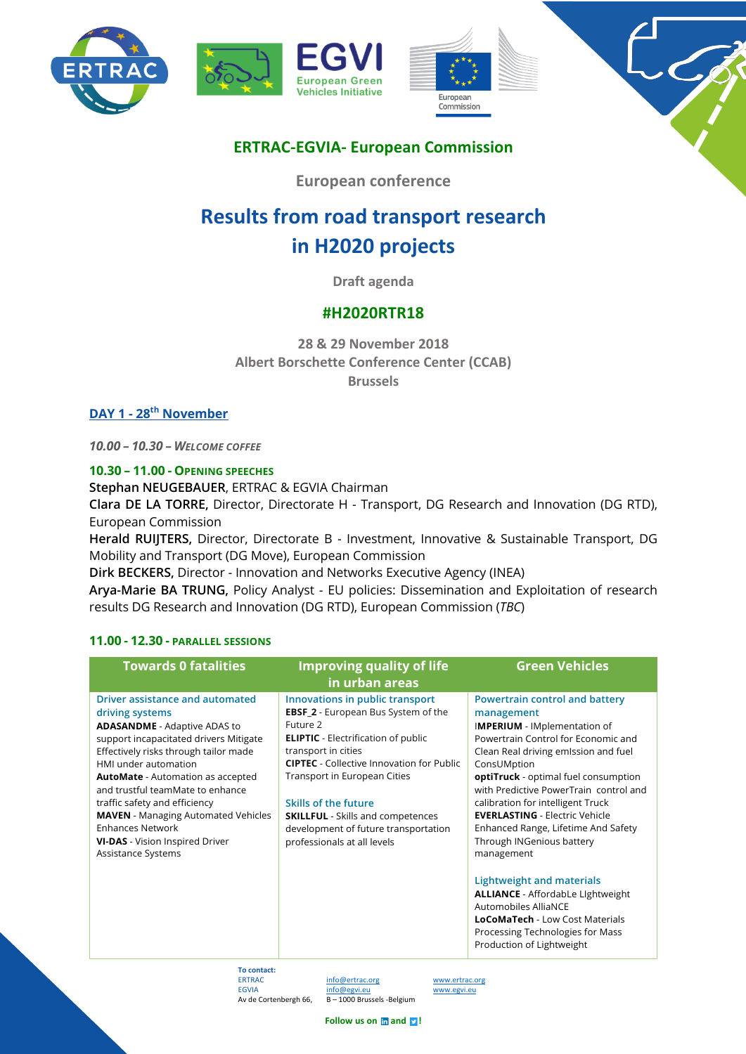**ERTRAC-EGVIA- European Commission**

**European conference**

# Results from road transport research in H2020 projects

**Draft agenda**

**#H2020RTR18**

**28 & 29 November 2018**
**Albert Borschette Conference Center (CCAB)**
**Brussels**

## DAY 1 - 28th November

*10.00 – 10.30 – WELCOME COFFEE*

### 10.30 – 11.00 - OPENING SPEECHES

**Stephan NEUGEBAUER**, ERTRAC & EGVIA Chairman

**Clara DE LA TORRE,** Director, Directorate H - Transport, DG Research and Innovation (DG RTD), European Commission

**Herald RUIJTERS,** Director, Directorate B - Investment, Innovative & Sustainable Transport, DG Mobility and Transport (DG Move), European Commission

**Dirk BECKERS,** Director - Innovation and Networks Executive Agency (INEA)

**Arya-Marie BA TRUNG,** Policy Analyst - EU policies: Dissemination and Exploitation of research results DG Research and Innovation (DG RTD), European Commission (*TBC*)

### 11.00 - 12.30 - PARALLEL SESSIONS

| Towards 0 fatalities | Improving quality of life in urban areas | Green Vehicles |
|---|---|---|
| Driver assistance and automated driving systems<br>**ADASANDME** - Adaptive ADAS to support incapacitated drivers Mitigate Effectively risks through tailor made HMI under automation<br>**AutoMate** - Automation as accepted and trustful teamMate to enhance traffic safety and efficiency<br>**MAVEN** - Managing Automated Vehicles Enhances Network<br>**VI-DAS** - Vision Inspired Driver Assistance Systems | Innovations in public transport<br>**EBSF_2** - European Bus System of the Future 2<br>**ELIPTIC** - Electrification of public transport in cities<br>**CIPTEC** - Collective Innovation for Public Transport in European Cities<br><br>Skills of the future<br>**SKILLFUL** - Skills and competences development of future transportation professionals at all levels | Powertrain control and battery management<br>**IMPERIUM** - IMplementation of Powertrain Control for Economic and Clean Real driving emIssion and fuel ConsUMption<br>**optiTruck** - optimal fuel consumption with Predictive PowerTrain control and calibration for intelligent Truck<br>**EVERLASTING** - Electric Vehicle Enhanced Range, Lifetime And Safety Through INGenious battery management<br><br>Lightweight and materials<br>**ALLIANCE** - AffordabLe LIghtweight Automobiles AlliaNCE<br>**LoCoMaTech** - Low Cost Materials Processing Technologies for Mass Production of Lightweight |

**To contact:**
ERTRAC info@ertrac.org www.ertrac.org
EGVIA info@egvi.eu www.egvi.eu
Av de Cortenbergh 66, B – 1000 Brussels -Belgium

**Follow us on and !**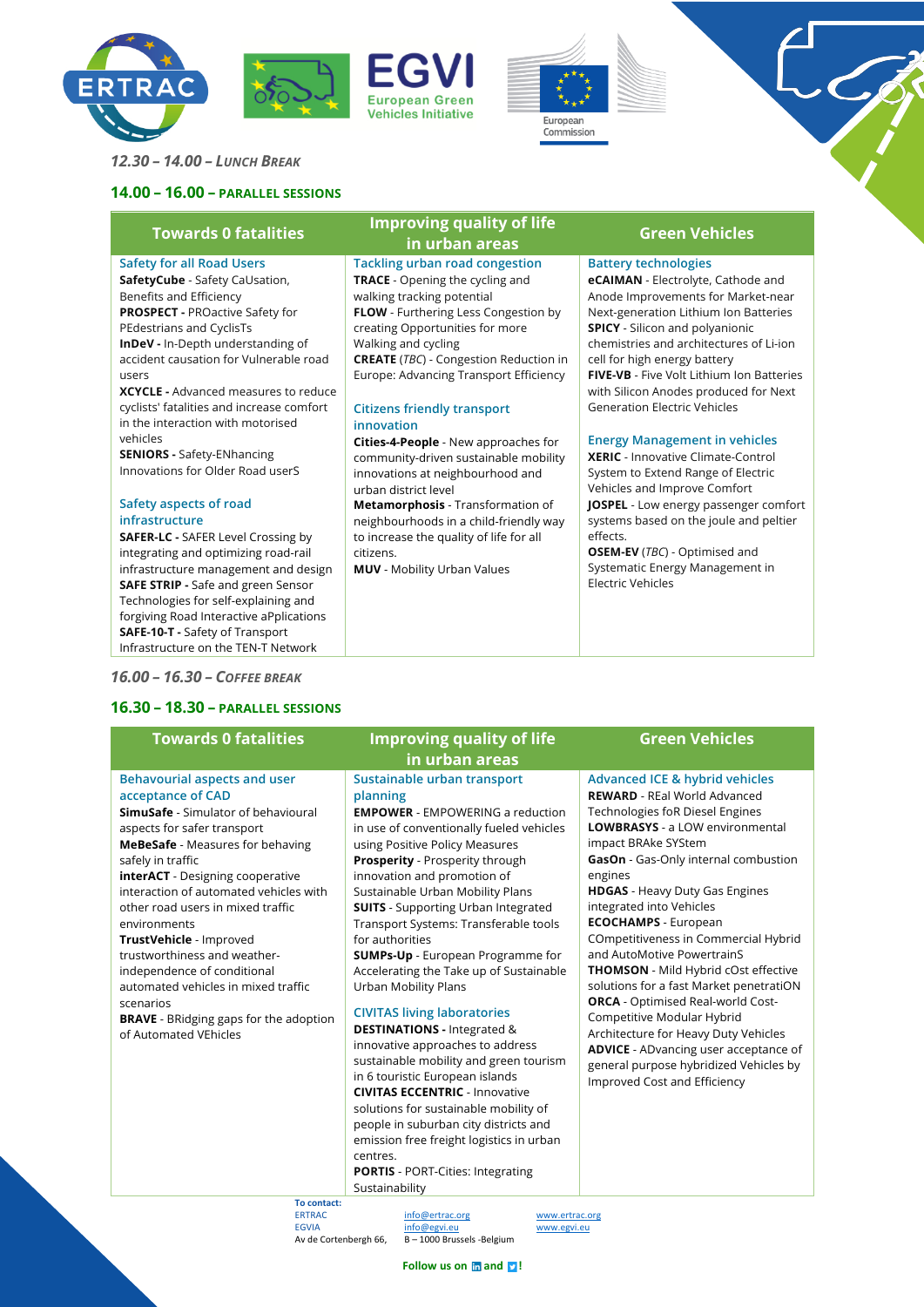*12.30 – 14.00 – LUNCH BREAK*

## 14.00 – 16.00 – PARALLEL SESSIONS

| Towards 0 fatalities | Improving quality of life in urban areas | Green Vehicles |
|---|---|---|
| **Safety for all Road Users**<br>**SafetyCube** - Safety CaUsation, Benefits and Efficiency<br>**PROSPECT** - PROactive Safety for PEdestrians and CyclisTs<br>**InDeV** - In-Depth understanding of accident causation for Vulnerable road users<br>**XCYCLE** - Advanced measures to reduce cyclists' fatalities and increase comfort in the interaction with motorised vehicles<br>**SENIORS** - Safety-ENhancing Innovations for Older Road userS<br><br>**Safety aspects of road infrastructure**<br>**SAFER-LC** - SAFER Level Crossing by integrating and optimizing road-rail infrastructure management and design<br>**SAFE STRIP** - Safe and green Sensor Technologies for self-explaining and forgiving Road Interactive aPplications<br>**SAFE-10-T** - Safety of Transport Infrastructure on the TEN-T Network | **Tackling urban road congestion**<br>**TRACE** - Opening the cycling and walking tracking potential<br>**FLOW** - Furthering Less Congestion by creating Opportunities for more Walking and cycling<br>**CREATE** (*TBC*) - Congestion Reduction in Europe: Advancing Transport Efficiency<br><br>**Citizens friendly transport innovation**<br>**Cities-4-People** - New approaches for community-driven sustainable mobility innovations at neighbourhood and urban district level<br>**Metamorphosis** - Transformation of neighbourhoods in a child-friendly way to increase the quality of life for all citizens.<br>**MUV** - Mobility Urban Values | **Battery technologies**<br>**eCAIMAN** - Electrolyte, Cathode and Anode Improvements for Market-near Next-generation Lithium Ion Batteries<br>**SPICY** - Silicon and polyanionic chemistries and architectures of Li-ion cell for high energy battery<br>**FIVE-VB** - Five Volt Lithium Ion Batteries with Silicon Anodes produced for Next Generation Electric Vehicles<br><br>**Energy Management in vehicles**<br>**XERIC** - Innovative Climate-Control System to Extend Range of Electric Vehicles and Improve Comfort<br>**JOSPEL** - Low energy passenger comfort systems based on the joule and peltier effects.<br>**OSEM-EV** (*TBC*) - Optimised and Systematic Energy Management in Electric Vehicles |

*16.00 – 16.30 – COFFEE BREAK*

## 16.30 – 18.30 – PARALLEL SESSIONS

| Towards 0 fatalities | Improving quality of life in urban areas | Green Vehicles |
|---|---|---|
| **Behavourial aspects and user acceptance of CAD**<br>**SimuSafe** - Simulator of behavioural aspects for safer transport<br>**MeBeSafe** - Measures for behaving safely in traffic<br>**interACT** - Designing cooperative interaction of automated vehicles with other road users in mixed traffic environments<br>**TrustVehicle** - Improved trustworthiness and weather-independence of conditional automated vehicles in mixed traffic scenarios<br>**BRAVE** - BRidging gaps for the adoption of Automated VEhicles | **Sustainable urban transport planning**<br>**EMPOWER** - EMPOWERING a reduction in use of conventionally fueled vehicles using Positive Policy Measures<br>**Prosperity** - Prosperity through innovation and promotion of Sustainable Urban Mobility Plans<br>**SUITS** - Supporting Urban Integrated Transport Systems: Transferable tools for authorities<br>**SUMPs-Up** - European Programme for Accelerating the Take up of Sustainable Urban Mobility Plans<br><br>**CIVITAS living laboratories**<br>**DESTINATIONS** - Integrated & innovative approaches to address sustainable mobility and green tourism in 6 touristic European islands<br>**CIVITAS ECCENTRIC** - Innovative solutions for sustainable mobility of people in suburban city districts and emission free freight logistics in urban centres.<br>**PORTIS** - PORT-Cities: Integrating Sustainability | **Advanced ICE & hybrid vehicles**<br>**REWARD** - REal World Advanced Technologies foR Diesel Engines<br>**LOWBRASYS** - a LOW environmental impact BRAke SYStem<br>**GasOn** - Gas-Only internal combustion engines<br>**HDGAS** - Heavy Duty Gas Engines integrated into Vehicles<br>**ECOCHAMPS** - European COmpetitiveness in Commercial Hybrid and AutoMotive PowertrainS<br>**THOMSON** - Mild Hybrid cOst effective solutions for a fast Market penetratiON<br>**ORCA** - Optimised Real-world Cost-Competitive Modular Hybrid Architecture for Heavy Duty Vehicles<br>**ADVICE** - ADvancing user acceptance of general purpose hybridized Vehicles by Improved Cost and Efficiency |

**To contact:**
ERTRAC info@ertrac.org www.ertrac.org
EGVIA info@egvi.eu www.egvi.eu
Av de Cortenbergh 66, B – 1000 Brussels -Belgium

**Follow us on and !**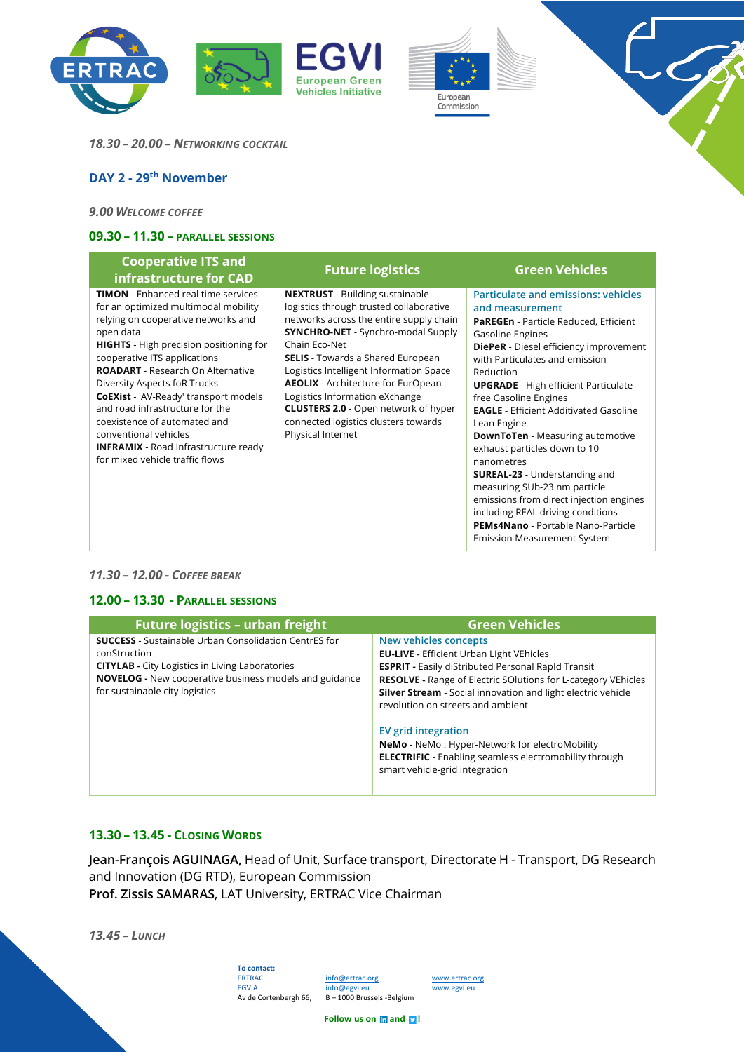*18.30 – 20.00 – NETWORKING COCKTAIL*

## DAY 2 - 29th November

*9.00 WELCOME COFFEE*

### 09.30 – 11.30 – PARALLEL SESSIONS

| Cooperative ITS and infrastructure for CAD | Future logistics | Green Vehicles |
|---|---|---|
| **TIMON** - Enhanced real time services for an optimized multimodal mobility relying on cooperative networks and open data<br>**HIGHTS** - High precision positioning for cooperative ITS applications<br>**ROADART** - Research On Alternative Diversity Aspects foR Trucks<br>**CoEXist** - 'AV-Ready' transport models and road infrastructure for the coexistence of automated and conventional vehicles<br>**INFRAMIX** - Road Infrastructure ready for mixed vehicle traffic flows | **NEXTRUST** - Building sustainable logistics through trusted collaborative networks across the entire supply chain<br>**SYNCHRO-NET** - Synchro-modal Supply Chain Eco-Net<br>**SELIS** - Towards a Shared European Logistics Intelligent Information Space<br>**AEOLIX** - Architecture for EurOpean Logistics Information eXchange<br>**CLUSTERS 2.0** - Open network of hyper connected logistics clusters towards Physical Internet | Particulate and emissions: vehicles and measurement<br>**PaREGEn** - Particle Reduced, Efficient Gasoline Engines<br>**DiePeR** - Diesel efficiency improvement with Particulates and emission Reduction<br>**UPGRADE** - High efficient Particulate free Gasoline Engines<br>**EAGLE** - Efficient Additivated Gasoline Lean Engine<br>**DownToTen** - Measuring automotive exhaust particles down to 10 nanometres<br>**SUREAL-23** - Understanding and measuring SUb-23 nm particle emissions from direct injection engines including REAL driving conditions<br>**PEMs4Nano** - Portable Nano-Particle Emission Measurement System |

*11.30 – 12.00 - COFFEE BREAK*

### 12.00 – 13.30 - PARALLEL SESSIONS

| Future logistics – urban freight | Green Vehicles |
|---|---|
| **SUCCESS** - Sustainable Urban Consolidation CentrES for conStruction<br>**CITYLAB -** City Logistics in Living Laboratories<br>**NOVELOG -** New cooperative business models and guidance for sustainable city logistics | New vehicles concepts<br>**EU-LIVE -** Efficient Urban LIght VEhicles<br>**ESPRIT -** Easily diStributed Personal RapId Transit<br>**RESOLVE -** Range of Electric SOlutions for L-category VEhicles<br>**Silver Stream** - Social innovation and light electric vehicle revolution on streets and ambient<br><br>EV grid integration<br>**NeMo** - NeMo : Hyper-Network for electroMobility<br>**ELECTRIFIC** - Enabling seamless electromobility through smart vehicle-grid integration |

### 13.30 – 13.45 - CLOSING WORDS

**Jean-François AGUINAGA,** Head of Unit, Surface transport, Directorate H - Transport, DG Research and Innovation (DG RTD), European Commission
**Prof. Zissis SAMARAS**, LAT University, ERTRAC Vice Chairman

*13.45 – LUNCH*

**To contact:**
ERTRAC info@ertrac.org www.ertrac.org
EGVIA info@egvi.eu www.egvi.eu
Av de Cortenbergh 66, B – 1000 Brussels -Belgium

**Follow us on and !**